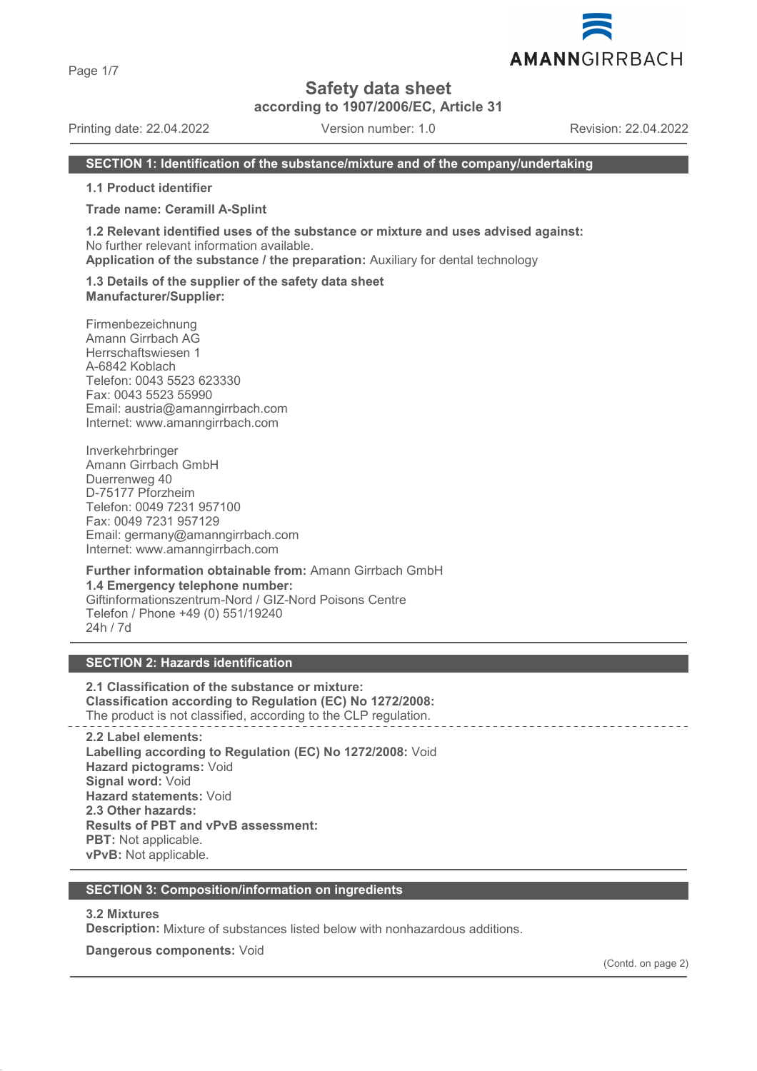# Safety data sheet

**according to 1907/2006/EC, Article 31**

Printing date: 22.04.2022 Version number: 1.0 Revision: 22.04.2022

## SECTION 1: Identification of the substance/mixture and of the company/undertaking

**1.1 Product identifier**

**Trade name: Ceramill A-Splint**

**1.2 Relevant identified uses of the substance or mixture and uses advised against:**
No further relevant information available.
**Application of the substance / the preparation:** Auxiliary for dental technology

**1.3 Details of the supplier of the safety data sheet**
**Manufacturer/Supplier:**

Firmenbezeichnung
Amann Girrbach AG
Herrschaftswiesen 1
A-6842 Koblach
Telefon: 0043 5523 623330
Fax: 0043 5523 55990
Email: austria@amanngirrbach.com
Internet: www.amanngirrbach.com

Inverkehrbringer
Amann Girrbach GmbH
Duerrenweg 40
D-75177 Pforzheim
Telefon: 0049 7231 957100
Fax: 0049 7231 957129
Email: germany@amanngirrbach.com
Internet: www.amanngirrbach.com

**Further information obtainable from:** Amann Girrbach GmbH
**1.4 Emergency telephone number:**
Giftinformationszentrum-Nord / GIZ-Nord Poisons Centre
Telefon / Phone +49 (0) 551/19240
24h / 7d

## SECTION 2: Hazards identification

**2.1 Classification of the substance or mixture:**
**Classification according to Regulation (EC) No 1272/2008:**
The product is not classified, according to the CLP regulation.

**2.2 Label elements:**
**Labelling according to Regulation (EC) No 1272/2008:** Void
**Hazard pictograms:** Void
**Signal word:** Void
**Hazard statements:** Void
**2.3 Other hazards:**
**Results of PBT and vPvB assessment:**
**PBT:** Not applicable.
**vPvB:** Not applicable.

## SECTION 3: Composition/information on ingredients

**3.2 Mixtures**
**Description:** Mixture of substances listed below with nonhazardous additions.

**Dangerous components:** Void

(Contd. on page 2)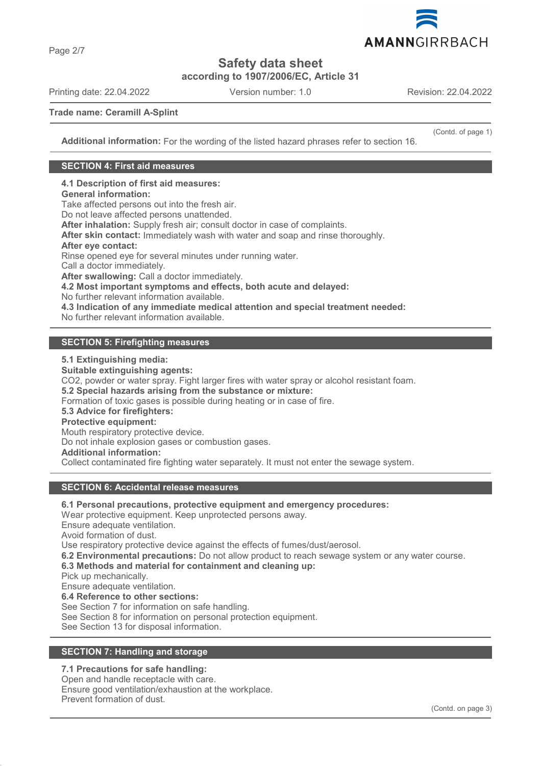**Trade name: Ceramill A-Splint**

(Contd. of page 1)

**Additional information:** For the wording of the listed hazard phrases refer to section 16.

## SECTION 4: First aid measures

**4.1 Description of first aid measures:**
**General information:**
Take affected persons out into the fresh air.
Do not leave affected persons unattended.
**After inhalation:** Supply fresh air; consult doctor in case of complaints.
**After skin contact:** Immediately wash with water and soap and rinse thoroughly.
**After eye contact:**
Rinse opened eye for several minutes under running water.
Call a doctor immediately.
**After swallowing:** Call a doctor immediately.
**4.2 Most important symptoms and effects, both acute and delayed:**
No further relevant information available.
**4.3 Indication of any immediate medical attention and special treatment needed:**
No further relevant information available.

## SECTION 5: Firefighting measures

**5.1 Extinguishing media:**
**Suitable extinguishing agents:**
$CO_2$, powder or water spray. Fight larger fires with water spray or alcohol resistant foam.
**5.2 Special hazards arising from the substance or mixture:**
Formation of toxic gases is possible during heating or in case of fire.
**5.3 Advice for firefighters:**
**Protective equipment:**
Mouth respiratory protective device.
Do not inhale explosion gases or combustion gases.
**Additional information:**
Collect contaminated fire fighting water separately. It must not enter the sewage system.

## SECTION 6: Accidental release measures

**6.1 Personal precautions, protective equipment and emergency procedures:**
Wear protective equipment. Keep unprotected persons away.
Ensure adequate ventilation.
Avoid formation of dust.
Use respiratory protective device against the effects of fumes/dust/aerosol.
**6.2 Environmental precautions:** Do not allow product to reach sewage system or any water course.
**6.3 Methods and material for containment and cleaning up:**
Pick up mechanically.
Ensure adequate ventilation.
**6.4 Reference to other sections:**
See Section 7 for information on safe handling.
See Section 8 for information on personal protection equipment.
See Section 13 for disposal information.

## SECTION 7: Handling and storage

**7.1 Precautions for safe handling:**
Open and handle receptacle with care.
Ensure good ventilation/exhaustion at the workplace.
Prevent formation of dust.

(Contd. on page 3)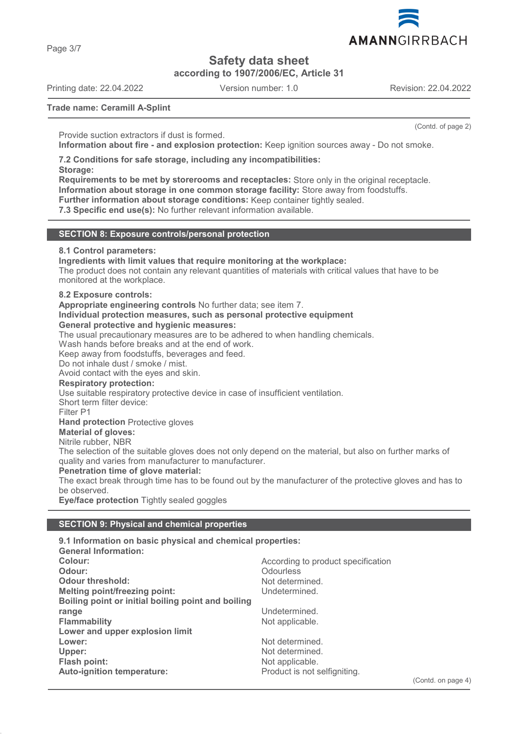Trade name: Ceramill A-Splint

(Contd. of page 2)

Provide suction extractors if dust is formed.
**Information about fire - and explosion protection:** Keep ignition sources away - Do not smoke.

**7.2 Conditions for safe storage, including any incompatibilities:**
**Storage:**
**Requirements to be met by storerooms and receptacles:** Store only in the original receptacle.
**Information about storage in one common storage facility:** Store away from foodstuffs.
**Further information about storage conditions:** Keep container tightly sealed.
**7.3 Specific end use(s):** No further relevant information available.

## SECTION 8: Exposure controls/personal protection

**8.1 Control parameters:**
**Ingredients with limit values that require monitoring at the workplace:**
The product does not contain any relevant quantities of materials with critical values that have to be monitored at the workplace.

**8.2 Exposure controls:**
**Appropriate engineering controls** No further data; see item 7.
**Individual protection measures, such as personal protective equipment**
**General protective and hygienic measures:**
The usual precautionary measures are to be adhered to when handling chemicals.
Wash hands before breaks and at the end of work.
Keep away from foodstuffs, beverages and feed.
Do not inhale dust / smoke / mist.
Avoid contact with the eyes and skin.
**Respiratory protection:**
Use suitable respiratory protective device in case of insufficient ventilation.
Short term filter device:
Filter P1
**Hand protection** Protective gloves
**Material of gloves:**
Nitrile rubber, NBR
The selection of the suitable gloves does not only depend on the material, but also on further marks of quality and varies from manufacturer to manufacturer.
**Penetration time of glove material:**
The exact break through time has to be found out by the manufacturer of the protective gloves and has to be observed.
**Eye/face protection** Tightly sealed goggles

## SECTION 9: Physical and chemical properties

**9.1 Information on basic physical and chemical properties:**
**General Information:**

| | |
|---|---|
| **Colour:** | According to product specification |
| **Odour:** | Odourless |
| **Odour threshold:** | Not determined. |
| **Melting point/freezing point:** | Undetermined. |
| **Boiling point or initial boiling point and boiling range** | Undetermined. |
| **Flammability** | Not applicable. |
| **Lower and upper explosion limit** | |
| **Lower:** | Not determined. |
| **Upper:** | Not determined. |
| **Flash point:** | Not applicable. |
| **Auto-ignition temperature:** | Product is not selfigniting. |

(Contd. on page 4)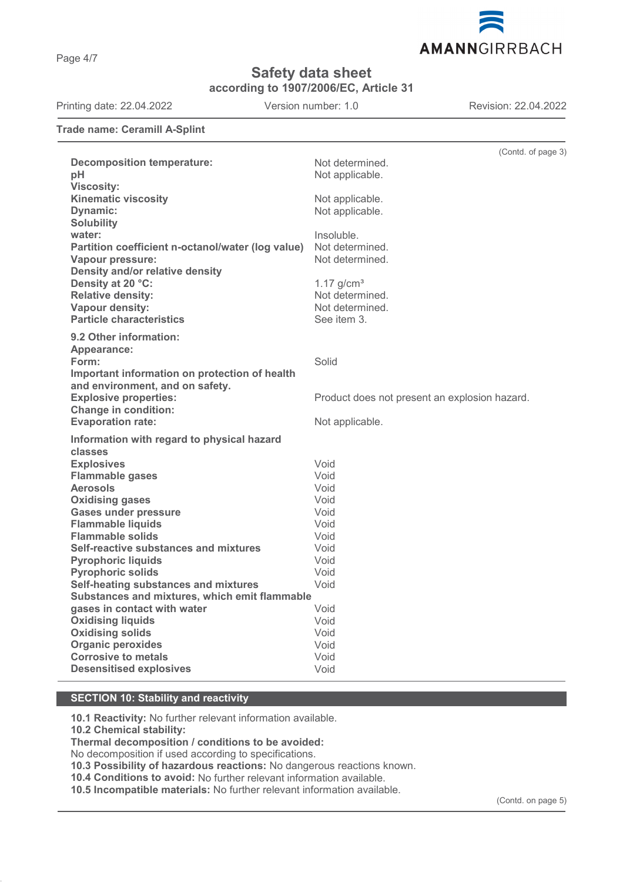Trade name: Ceramill A-Splint

(Contd. of page 3)

| | |
|---|---|
| **Decomposition temperature:** | Not determined. |
| **pH** | Not applicable. |
| **Viscosity:** | |
| **Kinematic viscosity** | Not applicable. |
| **Dynamic:** | Not applicable. |
| **Solubility** | |
| **water:** | Insoluble. |
| **Partition coefficient n-octanol/water (log value)** | Not determined. |
| **Vapour pressure:** | Not determined. |
| **Density and/or relative density** | |
| **Density at 20 °C:** | 1.17 g/cm³ |
| **Relative density:** | Not determined. |
| **Vapour density:** | Not determined. |
| **Particle characteristics** | See item 3. |

| | |
|---|---|
| **9.2 Other information:** | |
| **Appearance:** | |
| **Form:** | Solid |
| **Important information on protection of health and environment, and on safety.** | |
| **Explosive properties:** | Product does not present an explosion hazard. |
| **Change in condition:** | |
| **Evaporation rate:** | Not applicable. |

| | |
|---|---|
| **Information with regard to physical hazard classes** | |
| **Explosives** | Void |
| **Flammable gases** | Void |
| **Aerosols** | Void |
| **Oxidising gases** | Void |
| **Gases under pressure** | Void |
| **Flammable liquids** | Void |
| **Flammable solids** | Void |
| **Self-reactive substances and mixtures** | Void |
| **Pyrophoric liquids** | Void |
| **Pyrophoric solids** | Void |
| **Self-heating substances and mixtures** | Void |
| **Substances and mixtures, which emit flammable gases in contact with water** | Void |
| **Oxidising liquids** | Void |
| **Oxidising solids** | Void |
| **Organic peroxides** | Void |
| **Corrosive to metals** | Void |
| **Desensitised explosives** | Void |

## SECTION 10: Stability and reactivity

**10.1 Reactivity:** No further relevant information available.

**10.2 Chemical stability:**

**Thermal decomposition / conditions to be avoided:**
No decomposition if used according to specifications.

**10.3 Possibility of hazardous reactions:** No dangerous reactions known.

**10.4 Conditions to avoid:** No further relevant information available.

**10.5 Incompatible materials:** No further relevant information available.

(Contd. on page 5)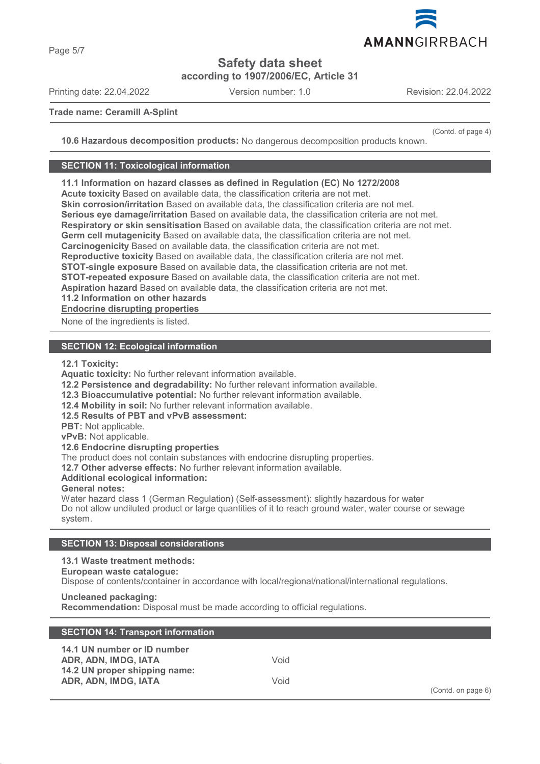**Trade name: Ceramill A-Splint**

(Contd. of page 4)

**10.6 Hazardous decomposition products:** No dangerous decomposition products known.

## SECTION 11: Toxicological information

**11.1 Information on hazard classes as defined in Regulation (EC) No 1272/2008**
**Acute toxicity** Based on available data, the classification criteria are not met.
**Skin corrosion/irritation** Based on available data, the classification criteria are not met.
**Serious eye damage/irritation** Based on available data, the classification criteria are not met.
**Respiratory or skin sensitisation** Based on available data, the classification criteria are not met.
**Germ cell mutagenicity** Based on available data, the classification criteria are not met.
**Carcinogenicity** Based on available data, the classification criteria are not met.
**Reproductive toxicity** Based on available data, the classification criteria are not met.
**STOT-single exposure** Based on available data, the classification criteria are not met.
**STOT-repeated exposure** Based on available data, the classification criteria are not met.
**Aspiration hazard** Based on available data, the classification criteria are not met.
**11.2 Information on other hazards**
**Endocrine disrupting properties**

None of the ingredients is listed.

## SECTION 12: Ecological information

**12.1 Toxicity:**
**Aquatic toxicity:** No further relevant information available.
**12.2 Persistence and degradability:** No further relevant information available.
**12.3 Bioaccumulative potential:** No further relevant information available.
**12.4 Mobility in soil:** No further relevant information available.
**12.5 Results of PBT and vPvB assessment:**
**PBT:** Not applicable.
**vPvB:** Not applicable.
**12.6 Endocrine disrupting properties**
The product does not contain substances with endocrine disrupting properties.
**12.7 Other adverse effects:** No further relevant information available.
**Additional ecological information:**
**General notes:**
Water hazard class 1 (German Regulation) (Self-assessment): slightly hazardous for water
Do not allow undiluted product or large quantities of it to reach ground water, water course or sewage system.

## SECTION 13: Disposal considerations

**13.1 Waste treatment methods:**
**European waste catalogue:**
Dispose of contents/container in accordance with local/regional/national/international regulations.

**Uncleaned packaging:**
**Recommendation:** Disposal must be made according to official regulations.

## SECTION 14: Transport information

| | |
|---|---|
| **14.1 UN number or ID number** | |
| **ADR, ADN, IMDG, IATA** | Void |
| **14.2 UN proper shipping name:** | |
| **ADR, ADN, IMDG, IATA** | Void |

(Contd. on page 6)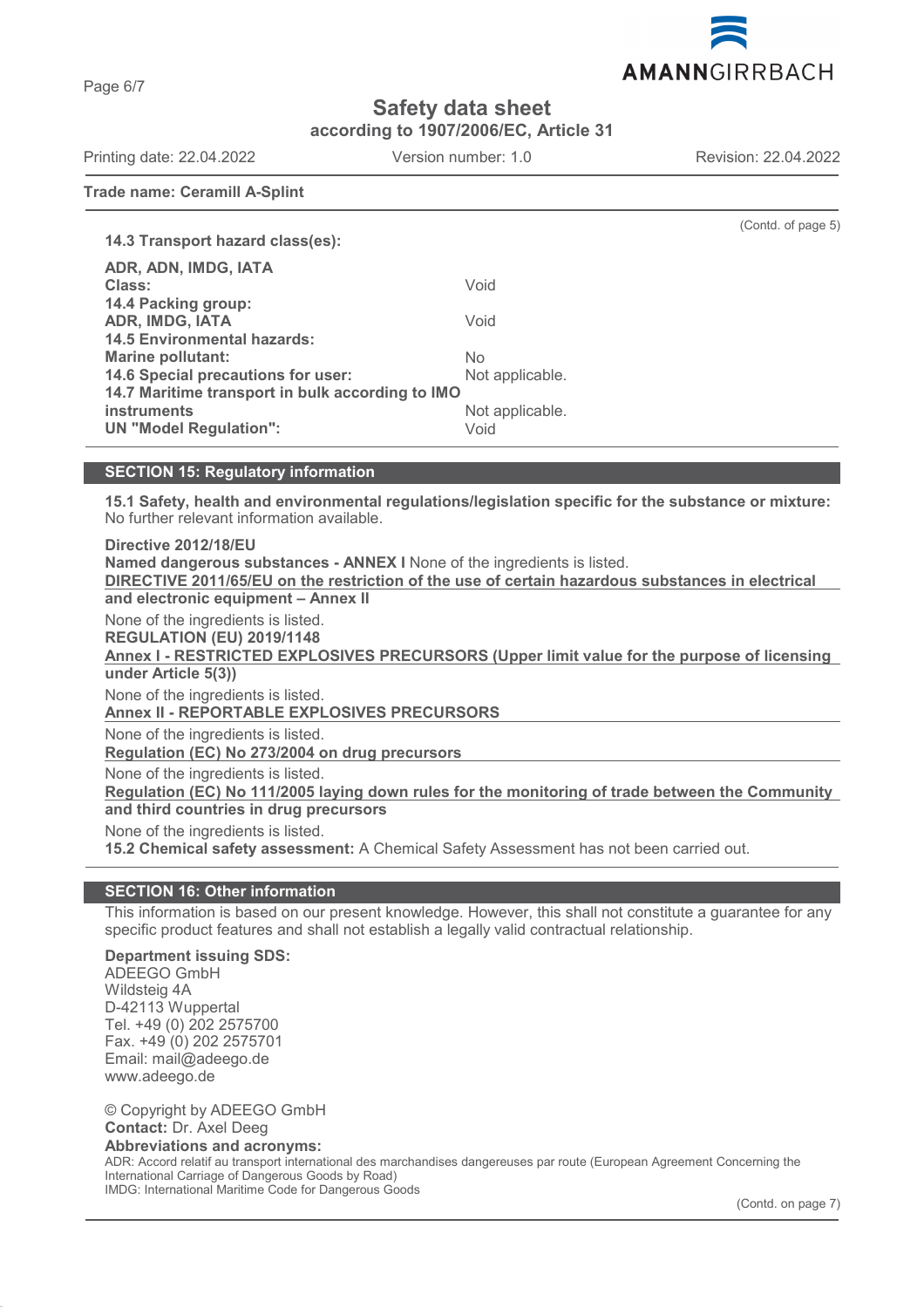(Contd. of page 5)

**14.3 Transport hazard class(es):**

| | |
|---|---|
| **ADR, ADN, IMDG, IATA** | |
| **Class:** | Void |
| **14.4 Packing group:** | |
| **ADR, IMDG, IATA** | Void |
| **14.5 Environmental hazards:** | |
| **Marine pollutant:** | No |
| **14.6 Special precautions for user:** | Not applicable. |
| **14.7 Maritime transport in bulk according to IMO instruments** | Not applicable. |
| **UN "Model Regulation":** | Void |

## SECTION 15: Regulatory information

**15.1 Safety, health and environmental regulations/legislation specific for the substance or mixture:** No further relevant information available.

**Directive 2012/18/EU**

**Named dangerous substances - ANNEX I** None of the ingredients is listed.

**DIRECTIVE 2011/65/EU on the restriction of the use of certain hazardous substances in electrical and electronic equipment – Annex II**

None of the ingredients is listed.

**REGULATION (EU) 2019/1148**

**Annex I - RESTRICTED EXPLOSIVES PRECURSORS (Upper limit value for the purpose of licensing under Article 5(3))**

None of the ingredients is listed.

**Annex II - REPORTABLE EXPLOSIVES PRECURSORS**

None of the ingredients is listed.

**Regulation (EC) No 273/2004 on drug precursors**

None of the ingredients is listed.

**Regulation (EC) No 111/2005 laying down rules for the monitoring of trade between the Community and third countries in drug precursors**

None of the ingredients is listed.

**15.2 Chemical safety assessment:** A Chemical Safety Assessment has not been carried out.

## SECTION 16: Other information

This information is based on our present knowledge. However, this shall not constitute a guarantee for any specific product features and shall not establish a legally valid contractual relationship.

**Department issuing SDS:**
ADEEGO GmbH
Wildsteig 4A
D-42113 Wuppertal
Tel. +49 (0) 202 2575700
Fax. +49 (0) 202 2575701
Email: mail@adeego.de
www.adeego.de

© Copyright by ADEEGO GmbH
**Contact:** Dr. Axel Deeg
**Abbreviations and acronyms:**
ADR: Accord relatif au transport international des marchandises dangereuses par route (European Agreement Concerning the International Carriage of Dangerous Goods by Road)
IMDG: International Maritime Code for Dangerous Goods

(Contd. on page 7)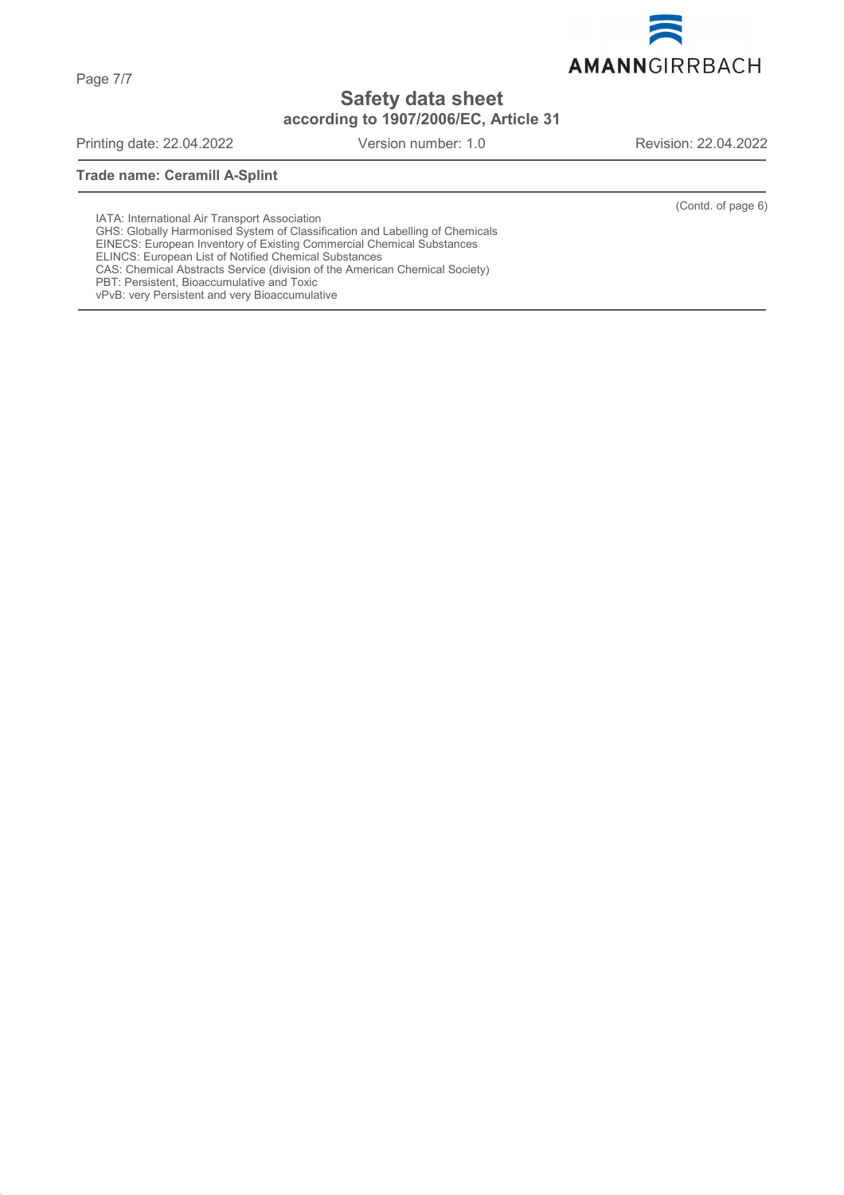(Contd. of page 6)

IATA: International Air Transport Association
GHS: Globally Harmonised System of Classification and Labelling of Chemicals
EINECS: European Inventory of Existing Commercial Chemical Substances
ELINCS: European List of Notified Chemical Substances
CAS: Chemical Abstracts Service (division of the American Chemical Society)
PBT: Persistent, Bioaccumulative and Toxic
vPvB: very Persistent and very Bioaccumulative